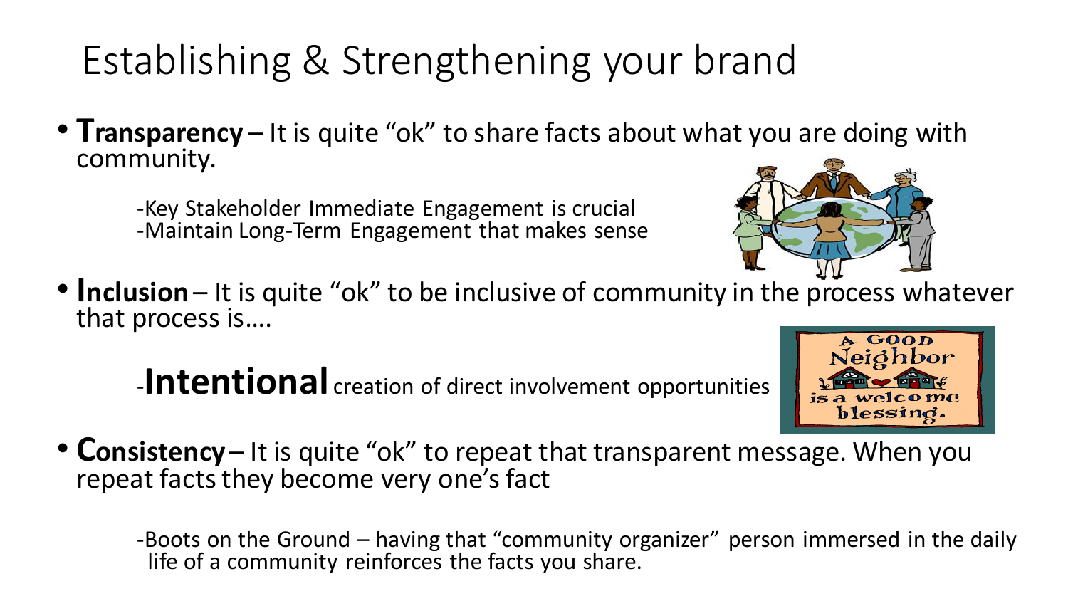# Establishing & Strengthening your brand

- **Transparency** – It is quite "ok" to share facts about what you are doing with community.

  -Key Stakeholder Immediate Engagement is crucial
  -Maintain Long-Term Engagement that makes sense

- **Inclusion** – It is quite "ok" to be inclusive of community in the process whatever that process is….

  -**Intentional** creation of direct involvement opportunities

- **Consistency** – It is quite "ok" to repeat that transparent message. When you repeat facts they become very one's fact

  -Boots on the Ground – having that "community organizer" person immersed in the daily life of a community reinforces the facts you share.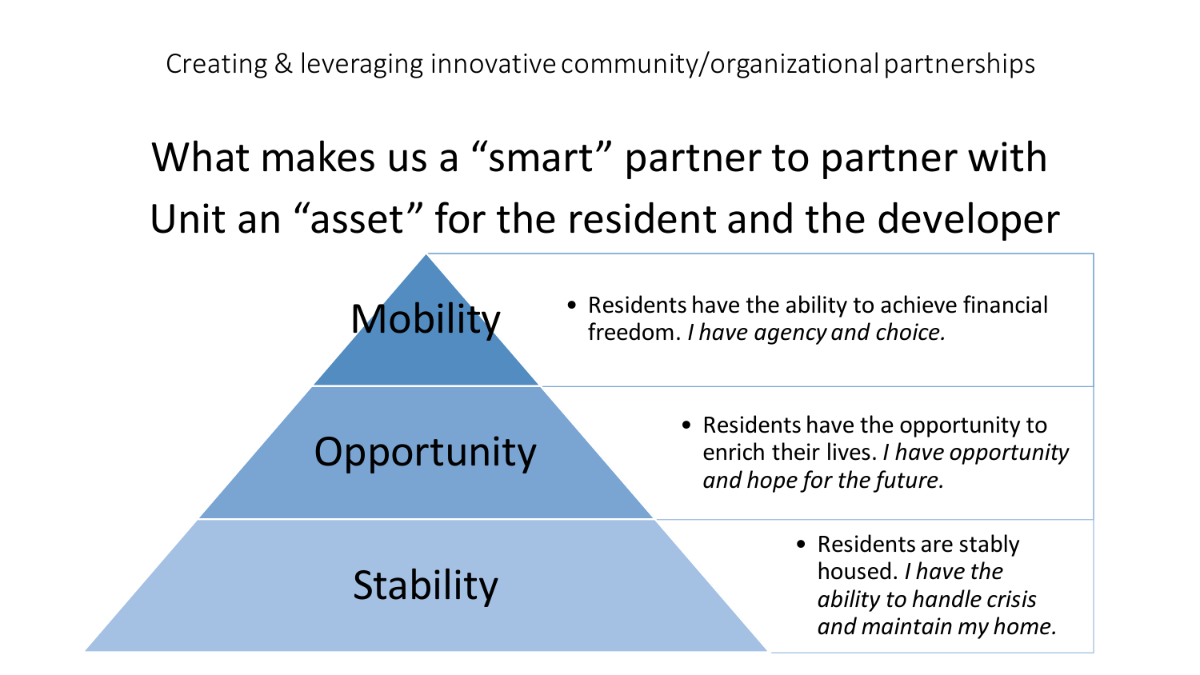Creating & leveraging innovative community/organizational partnerships

# What makes us a “smart” partner to partner with
# Unit an “asset” for the resident and the developer

| Level | Description |
| --- | --- |
| Mobility | Residents have the ability to achieve financial freedom. *I have agency and choice.* |
| Opportunity | Residents have the opportunity to enrich their lives. *I have opportunity and hope for the future.* |
| Stability | Residents are stably housed. *I have the ability to handle crisis and maintain my home.* |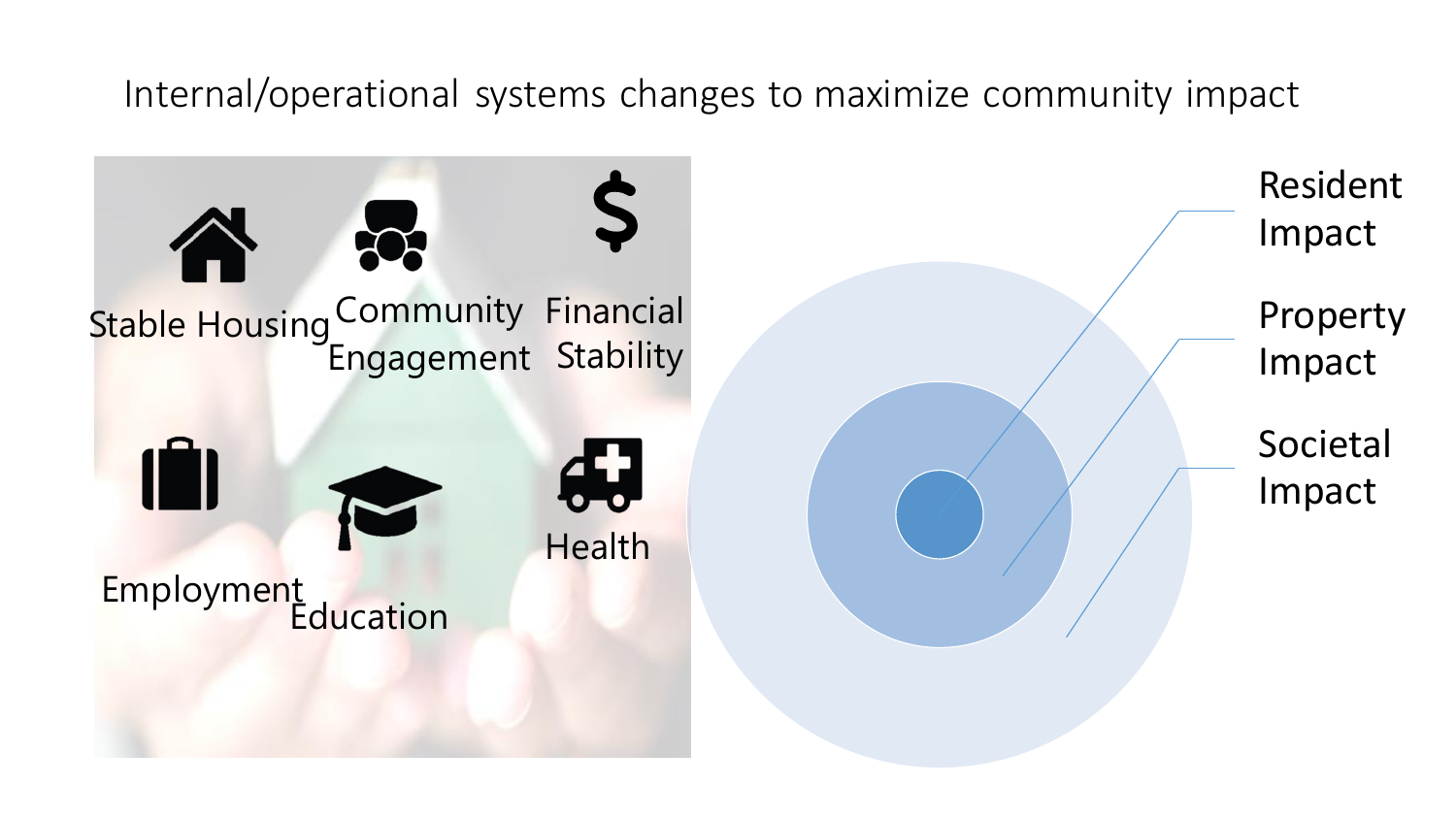# Internal/operational systems changes to maximize community impact

Stable Housing

Community Engagement

Financial Stability

Employment

Education

Health

Resident Impact

Property Impact

Societal Impact